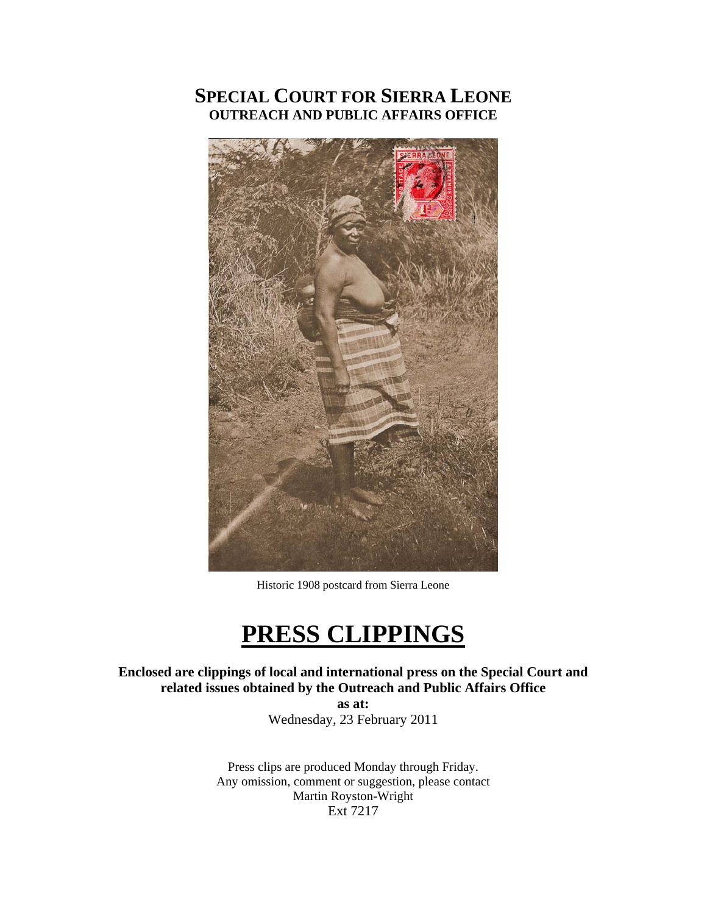# SPECIAL COURT FOR SIERRA LEONE
## OUTREACH AND PUBLIC AFFAIRS OFFICE

Historic 1908 postcard from Sierra Leone

# PRESS CLIPPINGS

**Enclosed are clippings of local and international press on the Special Court and related issues obtained by the Outreach and Public Affairs Office**

**as at:**

Wednesday, 23 February 2011

Press clips are produced Monday through Friday.
Any omission, comment or suggestion, please contact
Martin Royston-Wright
Ext 7217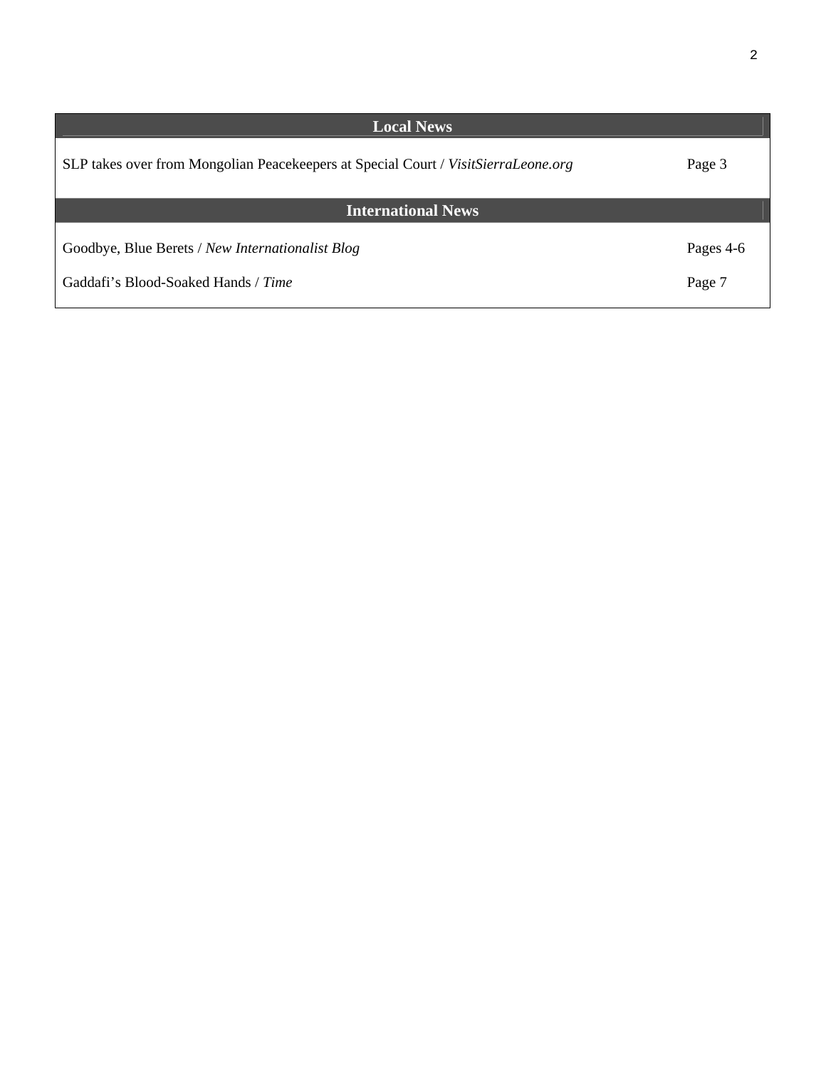| Local News | |
|---|---|
| SLP takes over from Mongolian Peacekeepers at Special Court / *VisitSierraLeone.org* | Page 3 |
| **International News** | |
| Goodbye, Blue Berets / *New Internationalist Blog* | Pages 4-6 |
| Gaddafi's Blood-Soaked Hands / *Time* | Page 7 |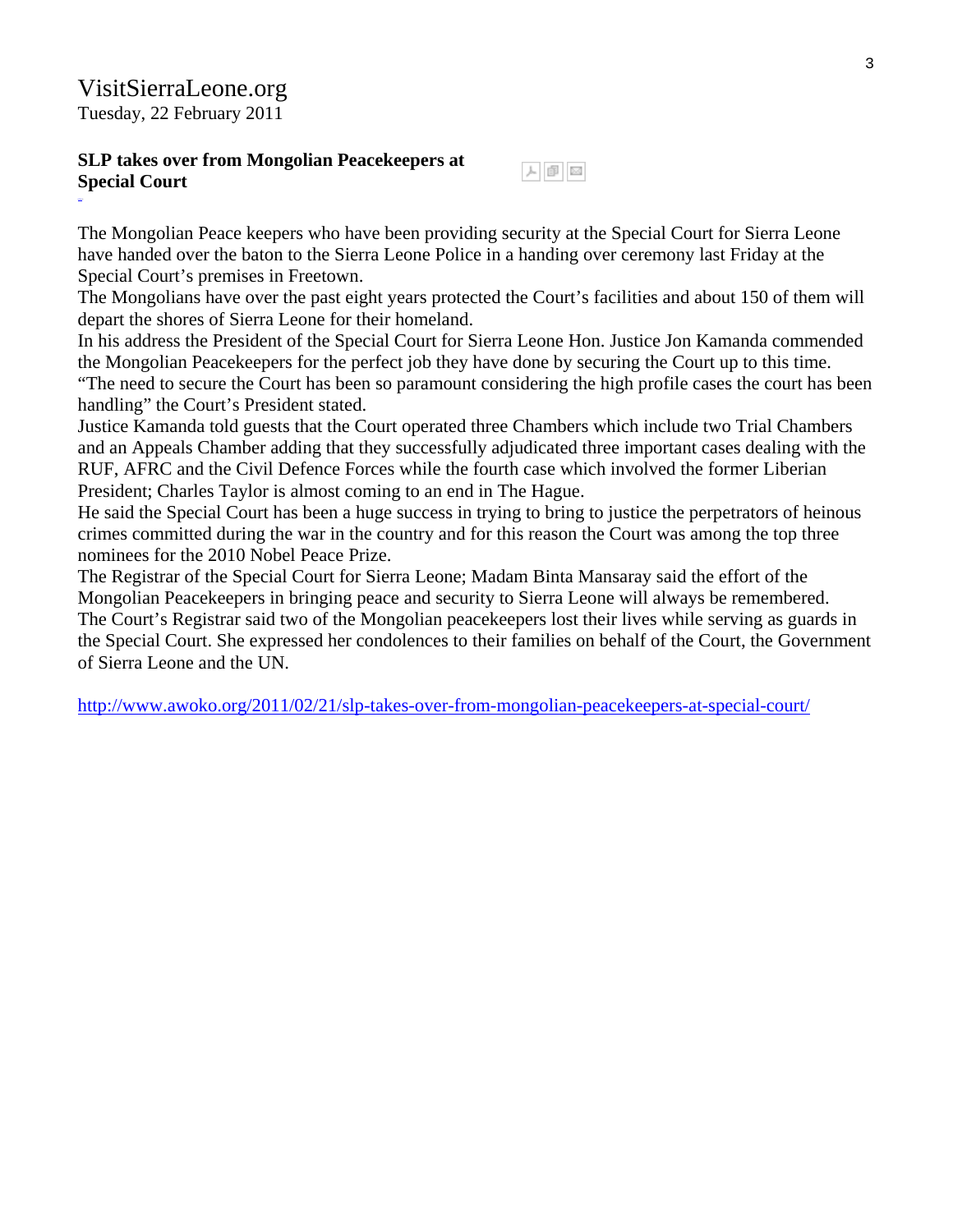VisitSierraLeone.org
Tuesday, 22 February 2011

**SLP takes over from Mongolian Peacekeepers at Special Court**

The Mongolian Peace keepers who have been providing security at the Special Court for Sierra Leone have handed over the baton to the Sierra Leone Police in a handing over ceremony last Friday at the Special Court's premises in Freetown.

The Mongolians have over the past eight years protected the Court's facilities and about 150 of them will depart the shores of Sierra Leone for their homeland.

In his address the President of the Special Court for Sierra Leone Hon. Justice Jon Kamanda commended the Mongolian Peacekeepers for the perfect job they have done by securing the Court up to this time.

"The need to secure the Court has been so paramount considering the high profile cases the court has been handling" the Court's President stated.

Justice Kamanda told guests that the Court operated three Chambers which include two Trial Chambers and an Appeals Chamber adding that they successfully adjudicated three important cases dealing with the RUF, AFRC and the Civil Defence Forces while the fourth case which involved the former Liberian President; Charles Taylor is almost coming to an end in The Hague.

He said the Special Court has been a huge success in trying to bring to justice the perpetrators of heinous crimes committed during the war in the country and for this reason the Court was among the top three nominees for the 2010 Nobel Peace Prize.

The Registrar of the Special Court for Sierra Leone; Madam Binta Mansaray said the effort of the Mongolian Peacekeepers in bringing peace and security to Sierra Leone will always be remembered.

The Court's Registrar said two of the Mongolian peacekeepers lost their lives while serving as guards in the Special Court. She expressed her condolences to their families on behalf of the Court, the Government of Sierra Leone and the UN.

http://www.awoko.org/2011/02/21/slp-takes-over-from-mongolian-peacekeepers-at-special-court/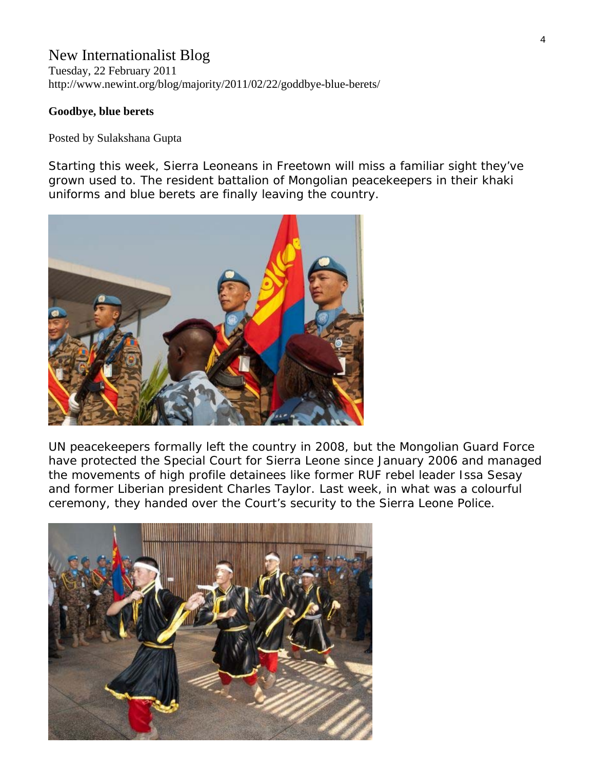# New Internationalist Blog

Tuesday, 22 February 2011
http://www.newint.org/blog/majority/2011/02/22/goddbye-blue-berets/

**Goodbye, blue berets**

Posted by Sulakshana Gupta

Starting this week, Sierra Leoneans in Freetown will miss a familiar sight they've grown used to. The resident battalion of Mongolian peacekeepers in their khaki uniforms and blue berets are finally leaving the country.

UN peacekeepers formally left the country in 2008, but the Mongolian Guard Force have protected the Special Court for Sierra Leone since January 2006 and managed the movements of high profile detainees like former RUF rebel leader Issa Sesay and former Liberian president Charles Taylor. Last week, in what was a colourful ceremony, they handed over the Court's security to the Sierra Leone Police.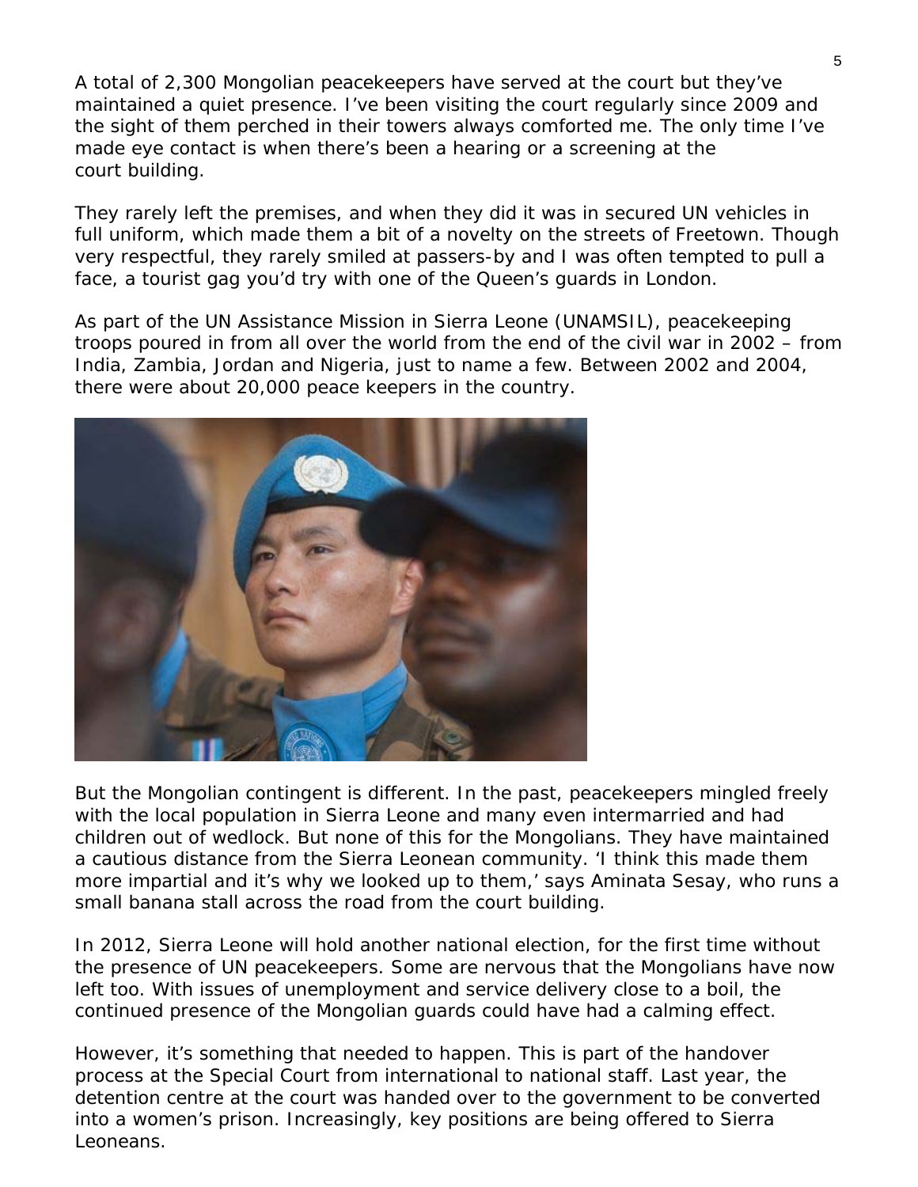A total of 2,300 Mongolian peacekeepers have served at the court but they've maintained a quiet presence. I've been visiting the court regularly since 2009 and the sight of them perched in their towers always comforted me. The only time I've made eye contact is when there's been a hearing or a screening at the court building.

They rarely left the premises, and when they did it was in secured UN vehicles in full uniform, which made them a bit of a novelty on the streets of Freetown. Though very respectful, they rarely smiled at passers-by and I was often tempted to pull a face, a tourist gag you'd try with one of the Queen's guards in London.

As part of the UN Assistance Mission in Sierra Leone (UNAMSIL), peacekeeping troops poured in from all over the world from the end of the civil war in 2002 – from India, Zambia, Jordan and Nigeria, just to name a few. Between 2002 and 2004, there were about 20,000 peace keepers in the country.

But the Mongolian contingent is different. In the past, peacekeepers mingled freely with the local population in Sierra Leone and many even intermarried and had children out of wedlock. But none of this for the Mongolians. They have maintained a cautious distance from the Sierra Leonean community. 'I think this made them more impartial and it's why we looked up to them,' says Aminata Sesay, who runs a small banana stall across the road from the court building.

In 2012, Sierra Leone will hold another national election, for the first time without the presence of UN peacekeepers. Some are nervous that the Mongolians have now left too. With issues of unemployment and service delivery close to a boil, the continued presence of the Mongolian guards could have had a calming effect.

However, it's something that needed to happen. This is part of the handover process at the Special Court from international to national staff. Last year, the detention centre at the court was handed over to the government to be converted into a women's prison. Increasingly, key positions are being offered to Sierra Leoneans.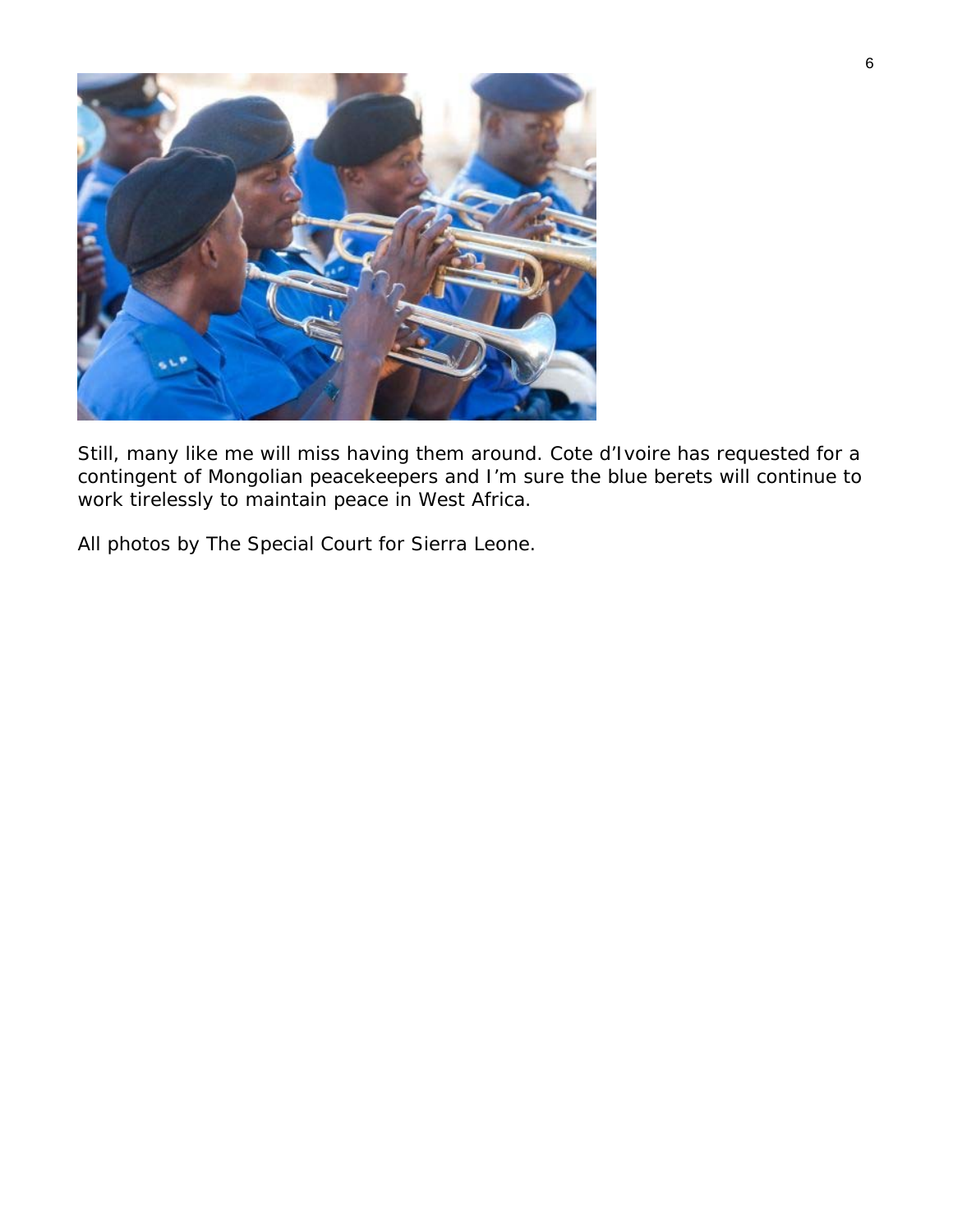Still, many like me will miss having them around. Cote d'Ivoire has requested for a contingent of Mongolian peacekeepers and I'm sure the blue berets will continue to work tirelessly to maintain peace in West Africa.

All photos by The Special Court for Sierra Leone.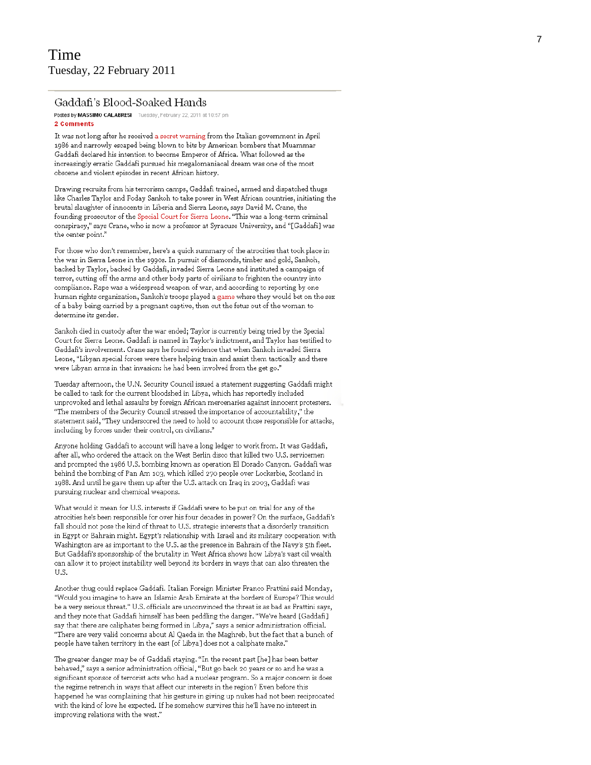# Time

Tuesday, 22 February 2011

## Gaddafi's Blood-Soaked Hands

Posted by **MASSIMO CALABRESI** Tuesday, February 22, 2011 at 10:57 pm

**2 Comments**

It was not long after he received a secret warning from the Italian government in April 1986 and narrowly escaped being blown to bits by American bombers that Muammar Gaddafi declared his intention to become Emperor of Africa. What followed as the increasingly erratic Gaddafi pursued his megalomaniacal dream was one of the most obscene and violent episodes in recent African history.

Drawing recruits from his terrorism camps, Gaddafi trained, armed and dispatched thugs like Charles Taylor and Foday Sankoh to take power in West African countries, initiating the brutal slaughter of innocents in Liberia and Sierra Leone, says David M. Crane, the founding prosecutor of the Special Court for Sierra Leone. "This was a long-term criminal conspiracy," says Crane, who is now a professor at Syracuse University, and "[Gaddafi] was the center point."

For those who don't remember, here's a quick summary of the atrocities that took place in the war in Sierra Leone in the 1990s. In pursuit of diamonds, timber and gold, Sankoh, backed by Taylor, backed by Gaddafi, invaded Sierra Leone and instituted a campaign of terror, cutting off the arms and other body parts of civilians to frighten the country into compliance. Rape was a widespread weapon of war, and according to reporting by one human rights organization, Sankoh's troops played a game where they would bet on the sex of a baby being carried by a pregnant captive, then cut the fetus out of the woman to determine its gender.

Sankoh died in custody after the war ended; Taylor is currently being tried by the Special Court for Sierra Leone. Gaddafi is named in Taylor's indictment, and Taylor has testified to Gaddafi's involvement. Crane says he found evidence that when Sankoh invaded Sierra Leone, "Libyan special forces were there helping train and assist them tactically and there were Libyan arms in that invasion: he had been involved from the get go."

Tuesday afternoon, the U.N. Security Council issued a statement suggesting Gaddafi might be called to task for the current bloodshed in Libya, which has reportedly included unprovoked and lethal assaults by foreign African mercenaries against innocent protesters. "The members of the Security Council stressed the importance of accountability," the statement said, "They underscored the need to hold to account those responsible for attacks, including by forces under their control, on civilians."

Anyone holding Gaddafi to account will have a long ledger to work from. It was Gaddafi, after all, who ordered the attack on the West Berlin disco that killed two U.S. servicemen and prompted the 1986 U.S. bombing known as operation El Dorado Canyon. Gaddafi was behind the bombing of Pan Am 103, which killed 270 people over Lockerbie, Scotland in 1988. And until he gave them up after the U.S. attack on Iraq in 2003, Gaddafi was pursuing nuclear and chemical weapons.

What would it mean for U.S. interests if Gaddafi were to be put on trial for any of the atrocities he's been responsible for over his four decades in power? On the surface, Gaddafi's fall should not pose the kind of threat to U.S. strategic interests that a disorderly transition in Egypt or Bahrain might. Egypt's relationship with Israel and its military cooperation with Washington are as important to the U.S. as the presence in Bahrain of the Navy's 5th fleet. But Gaddafi's sponsorship of the brutality in West Africa shows how Libya's vast oil wealth can allow it to project instability well beyond its borders in ways that can also threaten the U.S.

Another thug could replace Gaddafi. Italian Foreign Minister Franco Frattini said Monday, "Would you imagine to have an Islamic Arab Emirate at the borders of Europe? This would be a very serious threat." U.S. officials are unconvinced the threat is as bad as Frattini says, and they note that Gaddafi himself has been peddling the danger. "We've heard [Gaddafi] say that there are caliphates being formed in Libya," says a senior administration official. "There are very valid concerns about Al Qaeda in the Maghreb, but the fact that a bunch of people have taken territory in the east [of Libya] does not a caliphate make."

The greater danger may be of Gaddafi staying. "In the recent past [he] has been better behaved," says a senior administration official, "But go back 20 years or so and he was a significant sponsor of terrorist acts who had a nuclear program. So a major concern is does the regime retrench in ways that affect our interests in the region? Even before this happened he was complaining that his gesture in giving up nukes had not been reciprocated with the kind of love he expected. If he somehow survives this he'll have no interest in improving relations with the west."